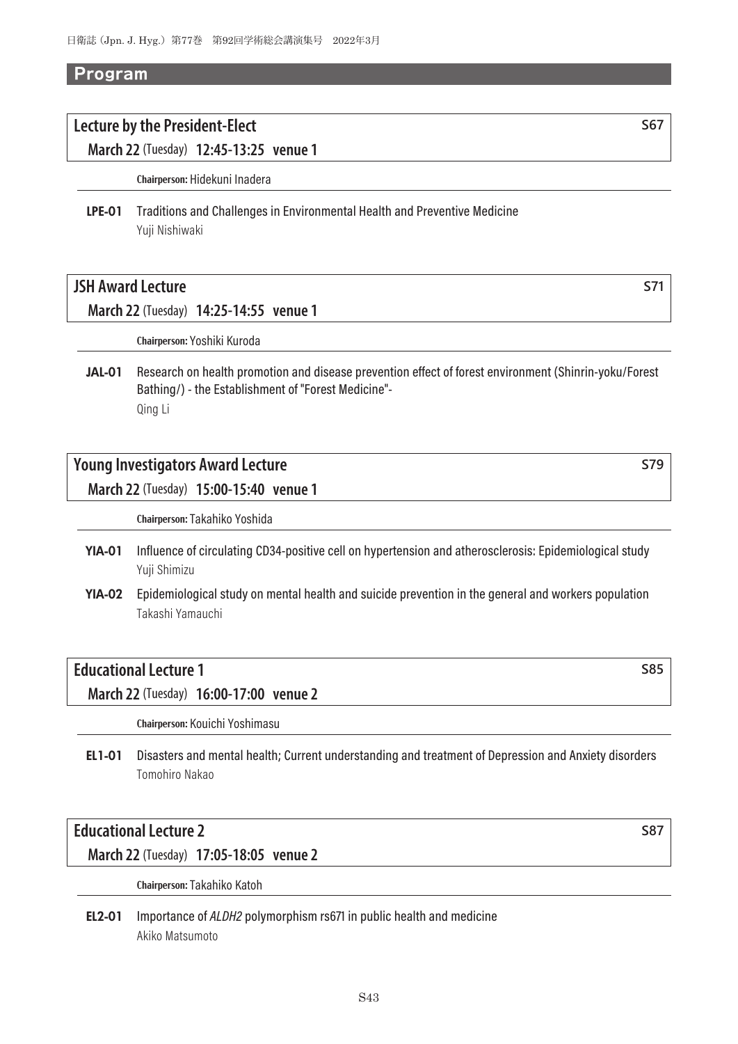# Program

## Lecture by the President-Elect

S67

**March 22** (Tuesday) **12:45-13:25 venue 1**

**Chairperson:** Hidekuni Inadera

**LPE-01** Traditions and Challenges in Environmental Health and Preventive Medicine
Yuji Nishiwaki

## JSH Award Lecture

S71

**March 22** (Tuesday) **14:25-14:55 venue 1**

**Chairperson:** Yoshiki Kuroda

**JAL-01** Research on health promotion and disease prevention effect of forest environment (Shinrin-yoku/Forest Bathing/) - the Establishment of "Forest Medicine"-
Qing Li

## Young Investigators Award Lecture

S79

**March 22** (Tuesday) **15:00-15:40 venue 1**

**Chairperson:** Takahiko Yoshida

**YIA-01** Influence of circulating CD34-positive cell on hypertension and atherosclerosis: Epidemiological study
Yuji Shimizu

**YIA-02** Epidemiological study on mental health and suicide prevention in the general and workers population
Takashi Yamauchi

## Educational Lecture 1

S85

**March 22** (Tuesday) **16:00-17:00 venue 2**

**Chairperson:** Kouichi Yoshimasu

**EL1-01** Disasters and mental health; Current understanding and treatment of Depression and Anxiety disorders
Tomohiro Nakao

## Educational Lecture 2

S87

**March 22** (Tuesday) **17:05-18:05 venue 2**

**Chairperson:** Takahiko Katoh

**EL2-01** Importance of *ALDH2* polymorphism rs671 in public health and medicine
Akiko Matsumoto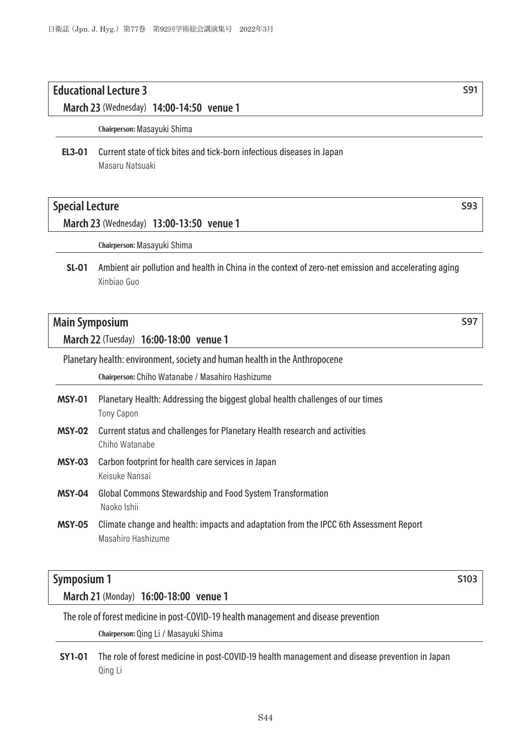## Educational Lecture 3 S91

**March 23** (Wednesday) **14:00-14:50 venue 1**

**Chairperson:** Masayuki Shima

**EL3-01** Current state of tick bites and tick-born infectious diseases in Japan
Masaru Natsuaki

## Special Lecture S93

**March 23** (Wednesday) **13:00-13:50 venue 1**

**Chairperson:** Masayuki Shima

**SL-01** Ambient air pollution and health in China in the context of zero-net emission and accelerating aging
Xinbiao Guo

## Main Symposium S97

**March 22** (Tuesday) **16:00-18:00 venue 1**

Planetary health: environment, society and human health in the Anthropocene

**Chairperson:** Chiho Watanabe / Masahiro Hashizume

**MSY-01** Planetary Health: Addressing the biggest global health challenges of our times
Tony Capon

**MSY-02** Current status and challenges for Planetary Health research and activities
Chiho Watanabe

**MSY-03** Carbon footprint for health care services in Japan
Keisuke Nansai

**MSY-04** Global Commons Stewardship and Food System Transformation
Naoko Ishii

**MSY-05** Climate change and health: impacts and adaptation from the IPCC 6th Assessment Report
Masahiro Hashizume

## Symposium 1 S103

**March 21** (Monday) **16:00-18:00 venue 1**

The role of forest medicine in post-COVID-19 health management and disease prevention

**Chairperson:** Qing Li / Masayuki Shima

**SY1-01** The role of forest medicine in post-COVID-19 health management and disease prevention in Japan
Qing Li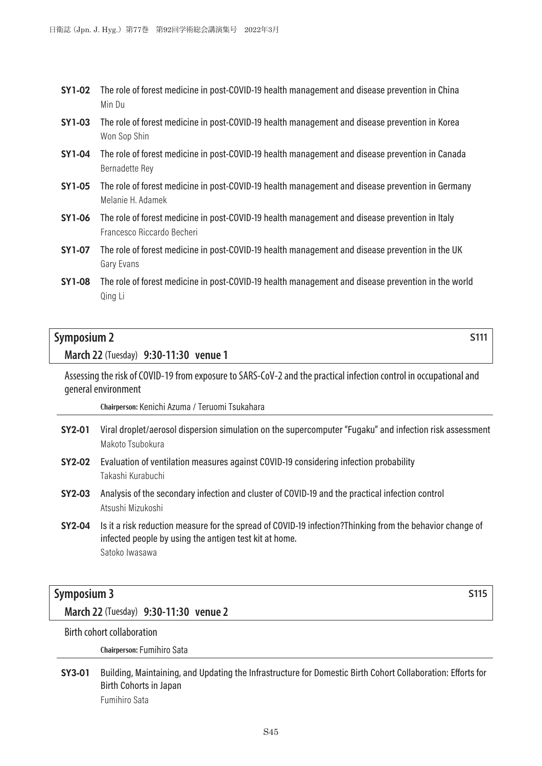**SY1-02** The role of forest medicine in post-COVID-19 health management and disease prevention in China
Min Du

**SY1-03** The role of forest medicine in post-COVID-19 health management and disease prevention in Korea
Won Sop Shin

**SY1-04** The role of forest medicine in post-COVID-19 health management and disease prevention in Canada
Bernadette Rey

**SY1-05** The role of forest medicine in post-COVID-19 health management and disease prevention in Germany
Melanie H. Adamek

**SY1-06** The role of forest medicine in post-COVID-19 health management and disease prevention in Italy
Francesco Riccardo Becheri

**SY1-07** The role of forest medicine in post-COVID-19 health management and disease prevention in the UK
Gary Evans

**SY1-08** The role of forest medicine in post-COVID-19 health management and disease prevention in the world
Qing Li

## Symposium 2 — S111

**March 22** (Tuesday) **9:30-11:30 venue 1**

Assessing the risk of COVID-19 from exposure to SARS-CoV-2 and the practical infection control in occupational and general environment

**Chairperson:** Kenichi Azuma / Teruomi Tsukahara

**SY2-01** Viral droplet/aerosol dispersion simulation on the supercomputer "Fugaku" and infection risk assessment
Makoto Tsubokura

**SY2-02** Evaluation of ventilation measures against COVID-19 considering infection probability
Takashi Kurabuchi

**SY2-03** Analysis of the secondary infection and cluster of COVID-19 and the practical infection control
Atsushi Mizukoshi

**SY2-04** Is it a risk reduction measure for the spread of COVID-19 infection?Thinking from the behavior change of infected people by using the antigen test kit at home.
Satoko Iwasawa

## Symposium 3 — S115

**March 22** (Tuesday) **9:30-11:30 venue 2**

Birth cohort collaboration

**Chairperson:** Fumihiro Sata

**SY3-01** Building, Maintaining, and Updating the Infrastructure for Domestic Birth Cohort Collaboration: Efforts for Birth Cohorts in Japan
Fumihiro Sata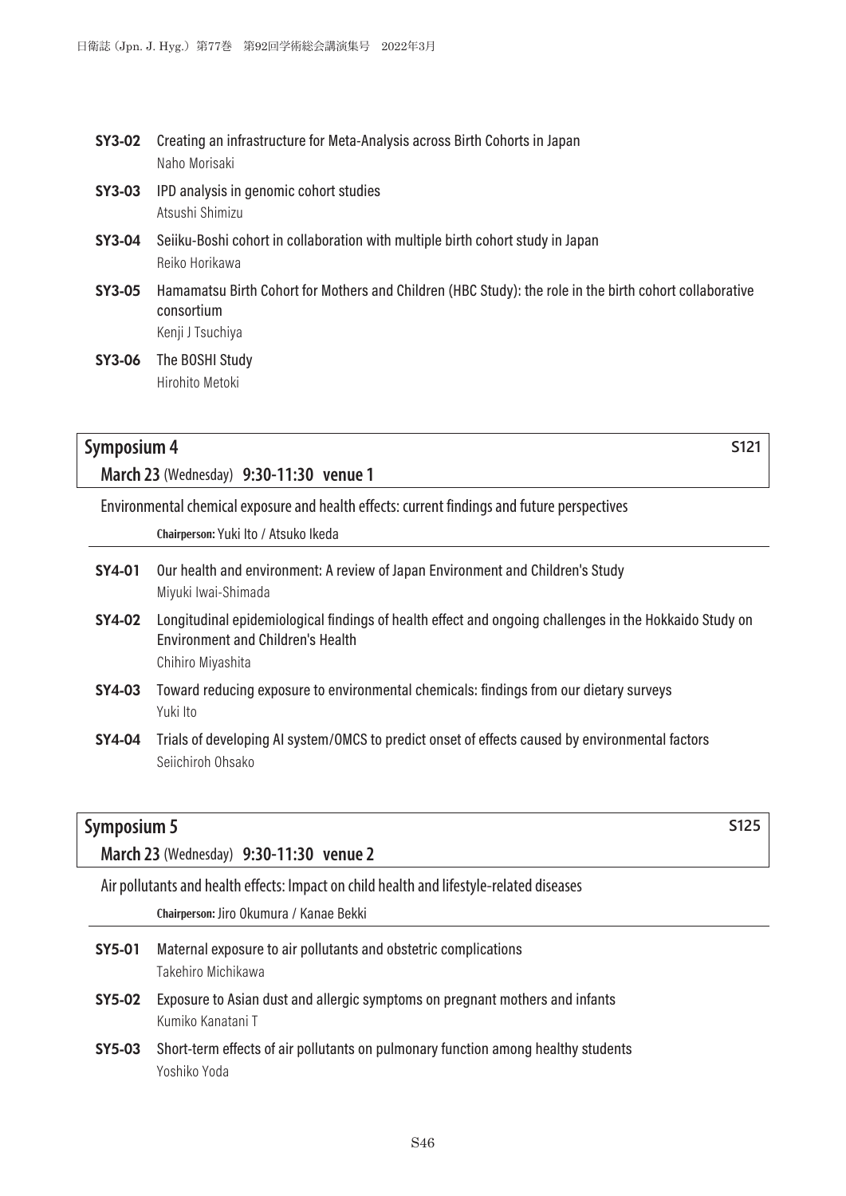**SY3-02** Creating an infrastructure for Meta-Analysis across Birth Cohorts in Japan
Naho Morisaki

**SY3-03** IPD analysis in genomic cohort studies
Atsushi Shimizu

**SY3-04** Seiiku-Boshi cohort in collaboration with multiple birth cohort study in Japan
Reiko Horikawa

**SY3-05** Hamamatsu Birth Cohort for Mothers and Children (HBC Study): the role in the birth cohort collaborative consortium
Kenji J Tsuchiya

**SY3-06** The BOSHI Study
Hirohito Metoki

## Symposium 4 S121

**March 23** (Wednesday) **9:30-11:30 venue 1**

Environmental chemical exposure and health effects: current findings and future perspectives

**Chairperson:** Yuki Ito / Atsuko Ikeda

**SY4-01** Our health and environment: A review of Japan Environment and Children's Study
Miyuki Iwai-Shimada

**SY4-02** Longitudinal epidemiological findings of health effect and ongoing challenges in the Hokkaido Study on Environment and Children's Health
Chihiro Miyashita

**SY4-03** Toward reducing exposure to environmental chemicals: findings from our dietary surveys
Yuki Ito

**SY4-04** Trials of developing AI system/OMCS to predict onset of effects caused by environmental factors
Seiichiroh Ohsako

## Symposium 5 S125

**March 23** (Wednesday) **9:30-11:30 venue 2**

Air pollutants and health effects: Impact on child health and lifestyle-related diseases

**Chairperson:** Jiro Okumura / Kanae Bekki

**SY5-01** Maternal exposure to air pollutants and obstetric complications
Takehiro Michikawa

**SY5-02** Exposure to Asian dust and allergic symptoms on pregnant mothers and infants
Kumiko Kanatani T

**SY5-03** Short-term effects of air pollutants on pulmonary function among healthy students
Yoshiko Yoda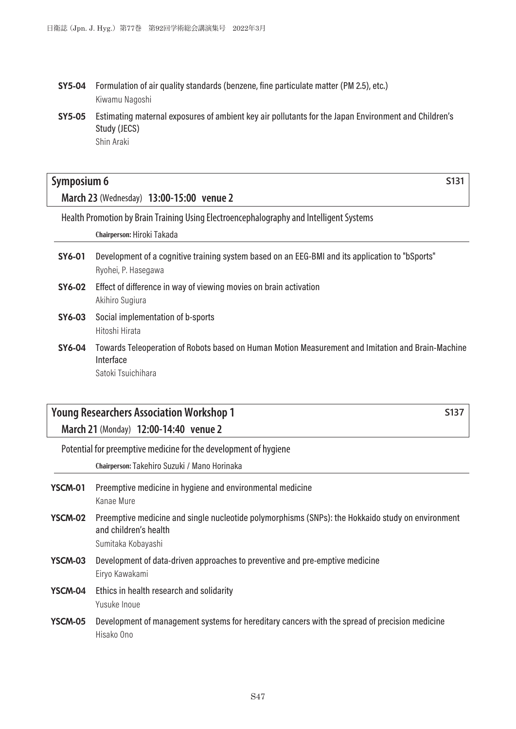**SY5-04** Formulation of air quality standards (benzene, fine particulate matter (PM 2.5), etc.)
Kiwamu Nagoshi

**SY5-05** Estimating maternal exposures of ambient key air pollutants for the Japan Environment and Children's Study (JECS)
Shin Araki

## Symposium 6 — S131

**March 23** (Wednesday) **13:00-15:00 venue 2**

Health Promotion by Brain Training Using Electroencephalography and Intelligent Systems

**Chairperson:** Hiroki Takada

**SY6-01** Development of a cognitive training system based on an EEG-BMI and its application to "bSports"
Ryohei, P. Hasegawa

**SY6-02** Effect of difference in way of viewing movies on brain activation
Akihiro Sugiura

**SY6-03** Social implementation of b-sports
Hitoshi Hirata

**SY6-04** Towards Teleoperation of Robots based on Human Motion Measurement and Imitation and Brain-Machine Interface
Satoki Tsuichihara

## Young Researchers Association Workshop 1 — S137

**March 21** (Monday) **12:00-14:40 venue 2**

Potential for preemptive medicine for the development of hygiene

**Chairperson:** Takehiro Suzuki / Mano Horinaka

**YSCM-01** Preemptive medicine in hygiene and environmental medicine
Kanae Mure

**YSCM-02** Preemptive medicine and single nucleotide polymorphisms (SNPs): the Hokkaido study on environment and children's health
Sumitaka Kobayashi

**YSCM-03** Development of data-driven approaches to preventive and pre-emptive medicine
Eiryo Kawakami

**YSCM-04** Ethics in health research and solidarity
Yusuke Inoue

**YSCM-05** Development of management systems for hereditary cancers with the spread of precision medicine
Hisako Ono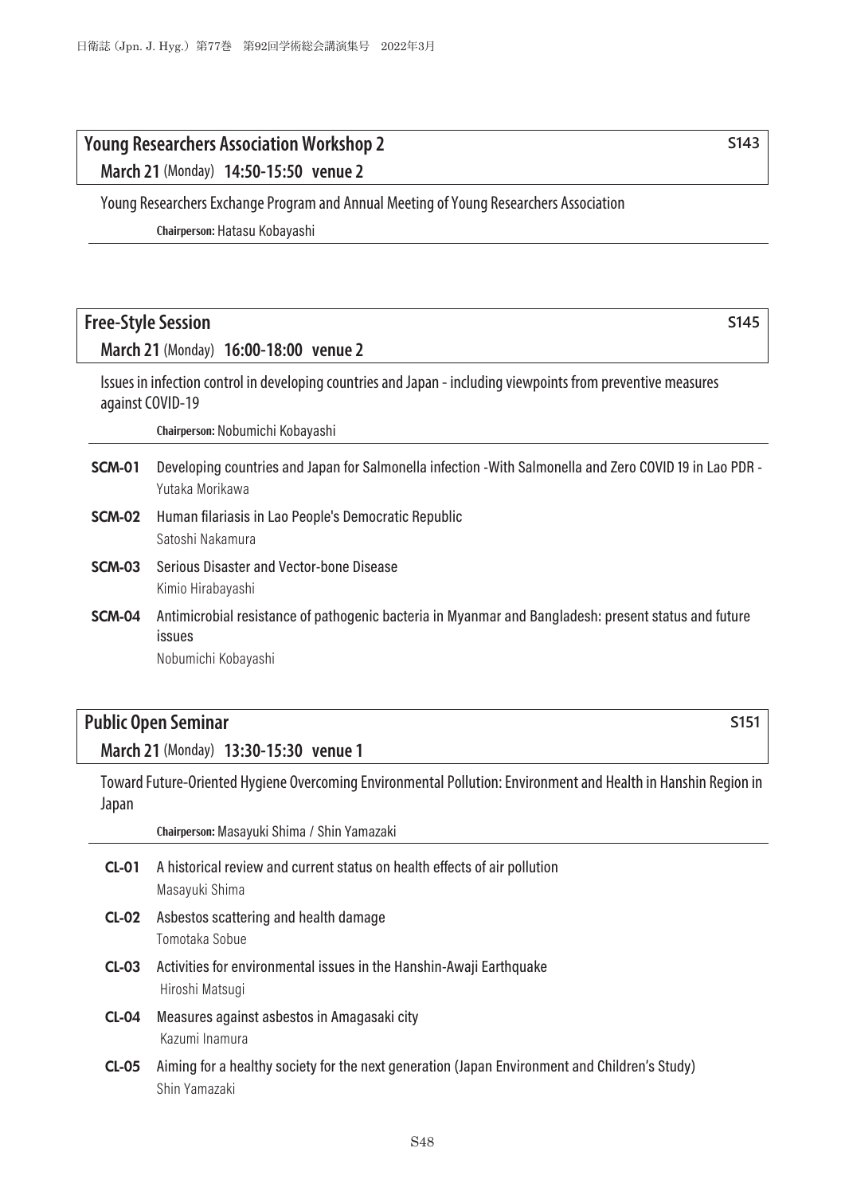## Young Researchers Association Workshop 2

S143

**March 21** (Monday) **14:50-15:50 venue 2**

Young Researchers Exchange Program and Annual Meeting of Young Researchers Association

**Chairperson:** Hatasu Kobayashi

## Free-Style Session

S145

**March 21** (Monday) **16:00-18:00 venue 2**

Issues in infection control in developing countries and Japan - including viewpoints from preventive measures against COVID-19

**Chairperson:** Nobumichi Kobayashi

**SCM-01** Developing countries and Japan for Salmonella infection -With Salmonella and Zero COVID 19 in Lao PDR -
Yutaka Morikawa

**SCM-02** Human filariasis in Lao People's Democratic Republic
Satoshi Nakamura

**SCM-03** Serious Disaster and Vector-bone Disease
Kimio Hirabayashi

**SCM-04** Antimicrobial resistance of pathogenic bacteria in Myanmar and Bangladesh: present status and future issues
Nobumichi Kobayashi

## Public Open Seminar

S151

**March 21** (Monday) **13:30-15:30 venue 1**

Toward Future-Oriented Hygiene Overcoming Environmental Pollution: Environment and Health in Hanshin Region in Japan

**Chairperson:** Masayuki Shima / Shin Yamazaki

**CL-01** A historical review and current status on health effects of air pollution
Masayuki Shima

**CL-02** Asbestos scattering and health damage
Tomotaka Sobue

**CL-03** Activities for environmental issues in the Hanshin-Awaji Earthquake
Hiroshi Matsugi

**CL-04** Measures against asbestos in Amagasaki city
Kazumi Inamura

**CL-05** Aiming for a healthy society for the next generation (Japan Environment and Children's Study)
Shin Yamazaki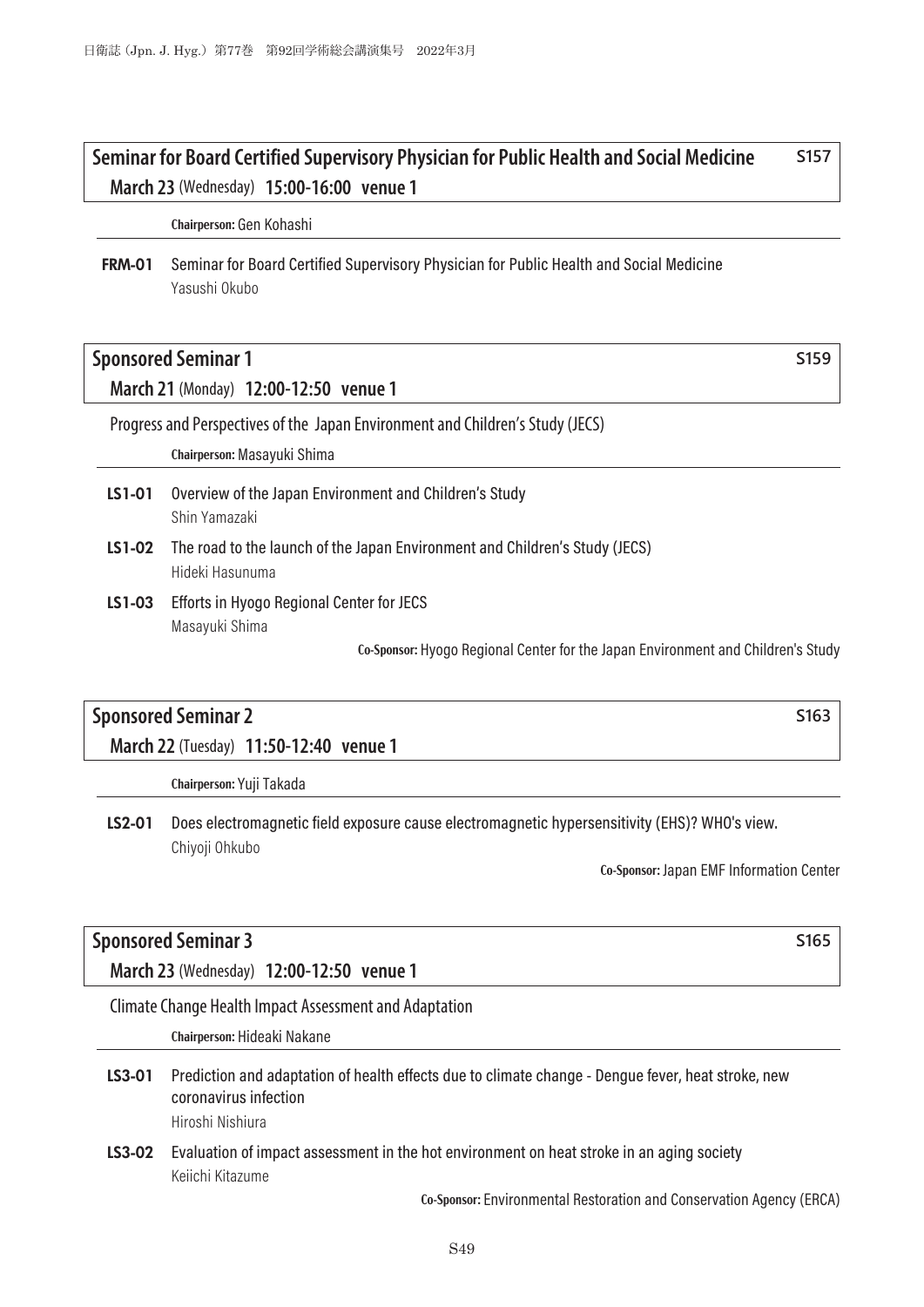## Seminar for Board Certified Supervisory Physician for Public Health and Social Medicine — S157

**March 23** (Wednesday) **15:00-16:00 venue 1**

**Chairperson:** Gen Kohashi

**FRM-01** Seminar for Board Certified Supervisory Physician for Public Health and Social Medicine
Yasushi Okubo

## Sponsored Seminar 1 — S159

**March 21** (Monday) **12:00-12:50 venue 1**

Progress and Perspectives of the Japan Environment and Children's Study (JECS)

**Chairperson:** Masayuki Shima

**LS1-01** Overview of the Japan Environment and Children's Study
Shin Yamazaki

**LS1-02** The road to the launch of the Japan Environment and Children's Study (JECS)
Hideki Hasunuma

**LS1-03** Efforts in Hyogo Regional Center for JECS
Masayuki Shima

**Co-Sponsor:** Hyogo Regional Center for the Japan Environment and Children's Study

## Sponsored Seminar 2 — S163

**March 22** (Tuesday) **11:50-12:40 venue 1**

**Chairperson:** Yuji Takada

**LS2-01** Does electromagnetic field exposure cause electromagnetic hypersensitivity (EHS)? WHO's view.
Chiyoji Ohkubo

**Co-Sponsor:** Japan EMF Information Center

## Sponsored Seminar 3 — S165

**March 23** (Wednesday) **12:00-12:50 venue 1**

Climate Change Health Impact Assessment and Adaptation

**Chairperson:** Hideaki Nakane

**LS3-01** Prediction and adaptation of health effects due to climate change - Dengue fever, heat stroke, new coronavirus infection
Hiroshi Nishiura

**LS3-02** Evaluation of impact assessment in the hot environment on heat stroke in an aging society
Keiichi Kitazume

**Co-Sponsor:** Environmental Restoration and Conservation Agency (ERCA)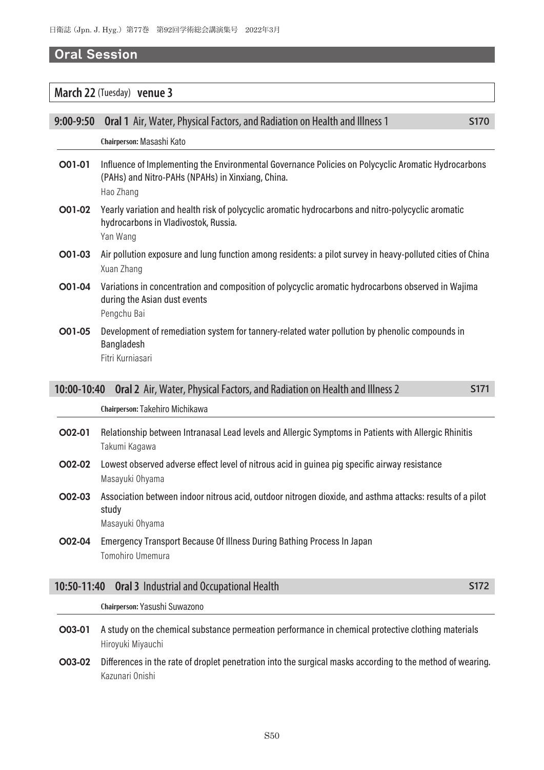## Oral Session

### March 22 (Tuesday) venue 3

#### 9:00-9:50 **Oral 1** Air, Water, Physical Factors, and Radiation on Health and Illness 1 — S170

**Chairperson:** Masashi Kato

**O01-01** Influence of Implementing the Environmental Governance Policies on Polycyclic Aromatic Hydrocarbons (PAHs) and Nitro-PAHs (NPAHs) in Xinxiang, China.
Hao Zhang

**O01-02** Yearly variation and health risk of polycyclic aromatic hydrocarbons and nitro-polycyclic aromatic hydrocarbons in Vladivostok, Russia.
Yan Wang

**O01-03** Air pollution exposure and lung function among residents: a pilot survey in heavy-polluted cities of China
Xuan Zhang

**O01-04** Variations in concentration and composition of polycyclic aromatic hydrocarbons observed in Wajima during the Asian dust events
Pengchu Bai

**O01-05** Development of remediation system for tannery-related water pollution by phenolic compounds in Bangladesh
Fitri Kurniasari

#### 10:00-10:40 **Oral 2** Air, Water, Physical Factors, and Radiation on Health and Illness 2 — S171

**Chairperson:** Takehiro Michikawa

**O02-01** Relationship between Intranasal Lead levels and Allergic Symptoms in Patients with Allergic Rhinitis
Takumi Kagawa

**O02-02** Lowest observed adverse effect level of nitrous acid in guinea pig specific airway resistance
Masayuki Ohyama

**O02-03** Association between indoor nitrous acid, outdoor nitrogen dioxide, and asthma attacks: results of a pilot study
Masayuki Ohyama

**O02-04** Emergency Transport Because Of Illness During Bathing Process In Japan
Tomohiro Umemura

#### 10:50-11:40 **Oral 3** Industrial and Occupational Health — S172

**Chairperson:** Yasushi Suwazono

**O03-01** A study on the chemical substance permeation performance in chemical protective clothing materials
Hiroyuki Miyauchi

**O03-02** Differences in the rate of droplet penetration into the surgical masks according to the method of wearing.
Kazunari Onishi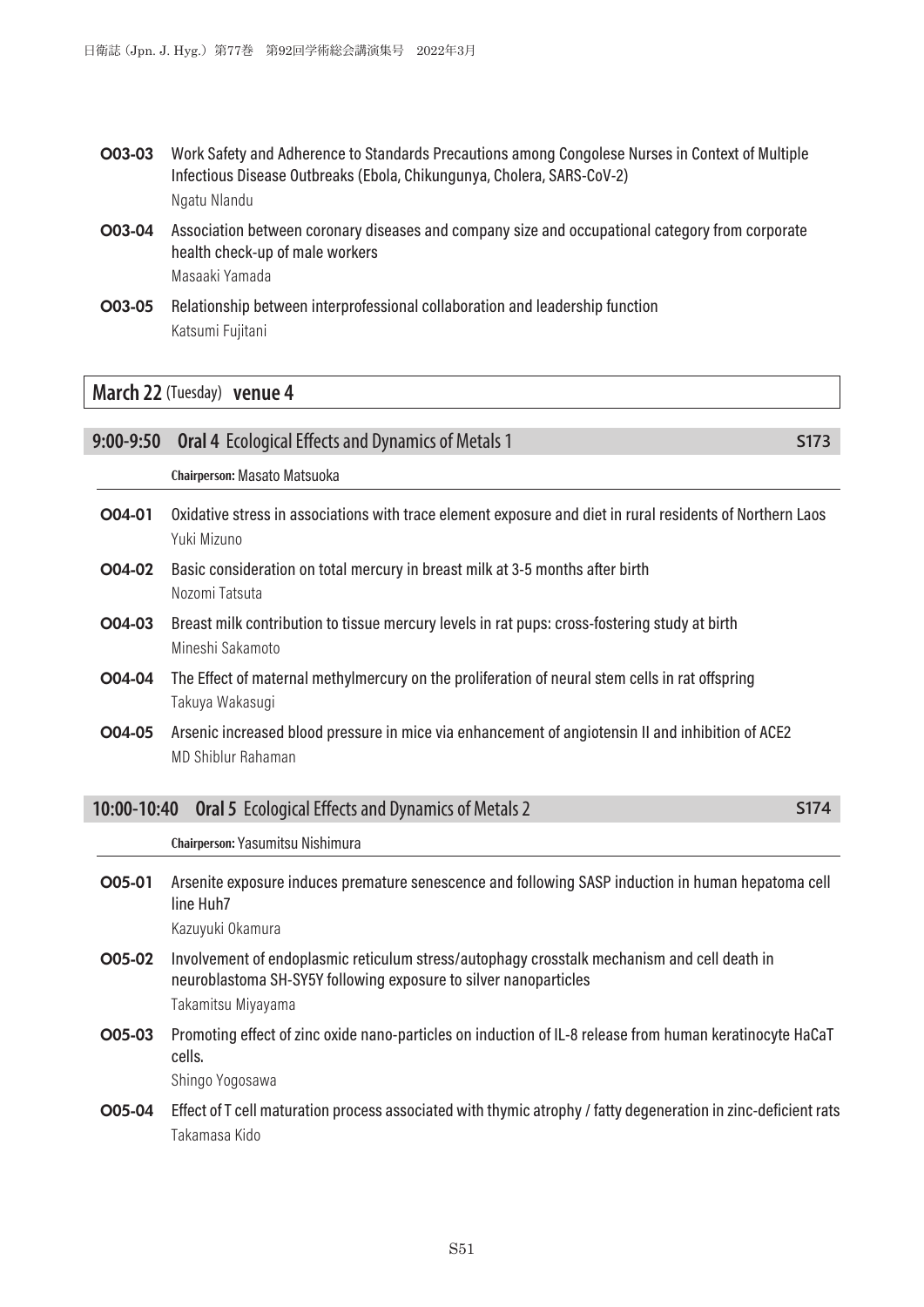**O03-03** Work Safety and Adherence to Standards Precautions among Congolese Nurses in Context of Multiple Infectious Disease Outbreaks (Ebola, Chikungunya, Cholera, SARS-CoV-2)
Ngatu Nlandu

**O03-04** Association between coronary diseases and company size and occupational category from corporate health check-up of male workers
Masaaki Yamada

**O03-05** Relationship between interprofessional collaboration and leadership function
Katsumi Fujitani

## March 22 (Tuesday) venue 4

### 9:00-9:50 Oral 4 Ecological Effects and Dynamics of Metals 1 — S173

**Chairperson:** Masato Matsuoka

**O04-01** Oxidative stress in associations with trace element exposure and diet in rural residents of Northern Laos
Yuki Mizuno

**O04-02** Basic consideration on total mercury in breast milk at 3-5 months after birth
Nozomi Tatsuta

**O04-03** Breast milk contribution to tissue mercury levels in rat pups: cross-fostering study at birth
Mineshi Sakamoto

**O04-04** The Effect of maternal methylmercury on the proliferation of neural stem cells in rat offspring
Takuya Wakasugi

**O04-05** Arsenic increased blood pressure in mice via enhancement of angiotensin II and inhibition of ACE2
MD Shiblur Rahaman

### 10:00-10:40 Oral 5 Ecological Effects and Dynamics of Metals 2 — S174

**Chairperson:** Yasumitsu Nishimura

**O05-01** Arsenite exposure induces premature senescence and following SASP induction in human hepatoma cell line Huh7
Kazuyuki Okamura

**O05-02** Involvement of endoplasmic reticulum stress/autophagy crosstalk mechanism and cell death in neuroblastoma SH-SY5Y following exposure to silver nanoparticles
Takamitsu Miyayama

**O05-03** Promoting effect of zinc oxide nano-particles on induction of IL-8 release from human keratinocyte HaCaT cells.
Shingo Yogosawa

**O05-04** Effect of T cell maturation process associated with thymic atrophy / fatty degeneration in zinc-deficient rats
Takamasa Kido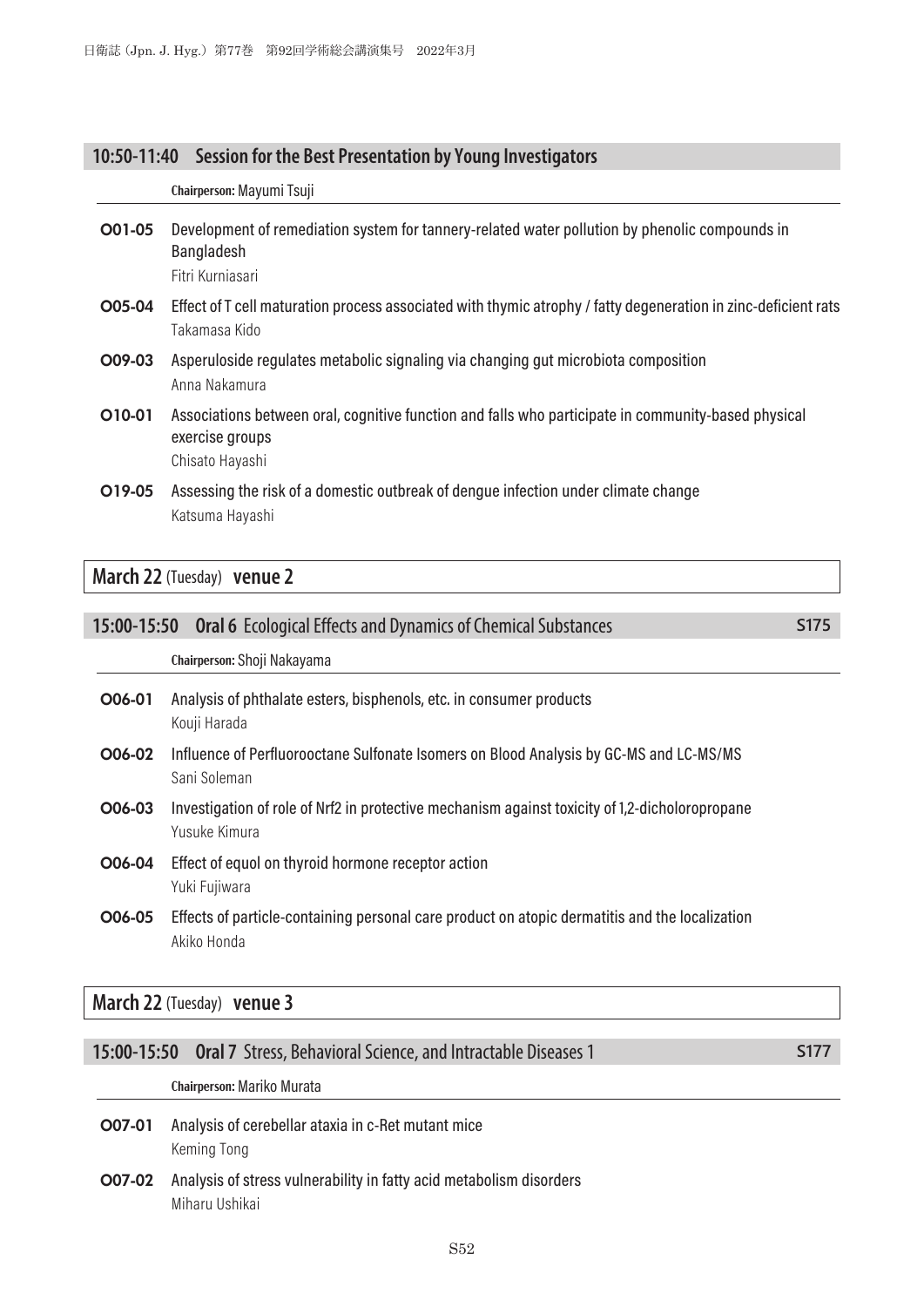## 10:50-11:40 Session for the Best Presentation by Young Investigators

**Chairperson:** Mayumi Tsuji

**O01-05** Development of remediation system for tannery-related water pollution by phenolic compounds in Bangladesh
Fitri Kurniasari

**O05-04** Effect of T cell maturation process associated with thymic atrophy / fatty degeneration in zinc-deficient rats
Takamasa Kido

**O09-03** Asperuloside regulates metabolic signaling via changing gut microbiota composition
Anna Nakamura

**O10-01** Associations between oral, cognitive function and falls who participate in community-based physical exercise groups
Chisato Hayashi

**O19-05** Assessing the risk of a domestic outbreak of dengue infection under climate change
Katsuma Hayashi

# March 22 (Tuesday) venue 2

## 15:00-15:50 Oral 6 Ecological Effects and Dynamics of Chemical Substances S175

**Chairperson:** Shoji Nakayama

**O06-01** Analysis of phthalate esters, bisphenols, etc. in consumer products
Kouji Harada

**O06-02** Influence of Perfluorooctane Sulfonate Isomers on Blood Analysis by GC-MS and LC-MS/MS
Sani Soleman

**O06-03** Investigation of role of Nrf2 in protective mechanism against toxicity of 1,2-dicholoropropane
Yusuke Kimura

**O06-04** Effect of equol on thyroid hormone receptor action
Yuki Fujiwara

**O06-05** Effects of particle-containing personal care product on atopic dermatitis and the localization
Akiko Honda

# March 22 (Tuesday) venue 3

## 15:00-15:50 Oral 7 Stress, Behavioral Science, and Intractable Diseases 1 S177

**Chairperson:** Mariko Murata

**O07-01** Analysis of cerebellar ataxia in c-Ret mutant mice
Keming Tong

**O07-02** Analysis of stress vulnerability in fatty acid metabolism disorders
Miharu Ushikai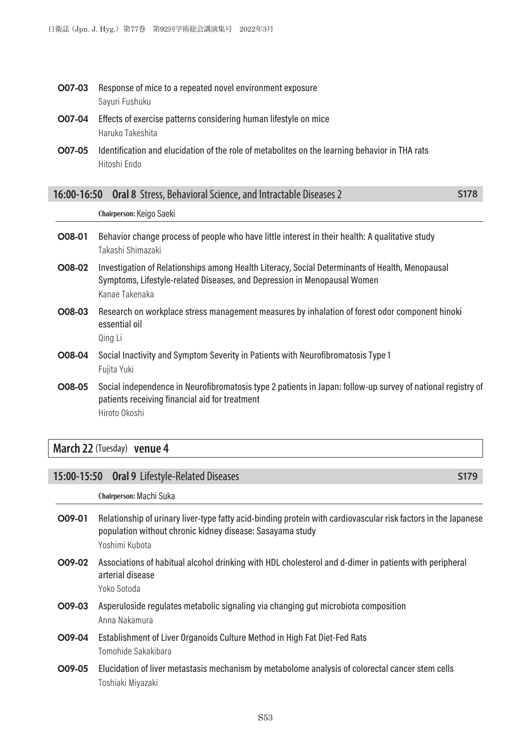**O07-03** Response of mice to a repeated novel environment exposure
Sayuri Fushuku

**O07-04** Effects of exercise patterns considering human lifestyle on mice
Haruko Takeshita

**O07-05** Identification and elucidation of the role of metabolites on the learning behavior in THA rats
Hitoshi Endo

## 16:00-16:50 Oral 8 Stress, Behavioral Science, and Intractable Diseases 2 — S178

**Chairperson:** Keigo Saeki

**O08-01** Behavior change process of people who have little interest in their health: A qualitative study
Takashi Shimazaki

**O08-02** Investigation of Relationships among Health Literacy, Social Determinants of Health, Menopausal Symptoms, Lifestyle-related Diseases, and Depression in Menopausal Women
Kanae Takenaka

**O08-03** Research on workplace stress management measures by inhalation of forest odor component hinoki essential oil
Qing Li

**O08-04** Social Inactivity and Symptom Severity in Patients with Neurofibromatosis Type 1
Fujita Yuki

**O08-05** Social independence in Neurofibromatosis type 2 patients in Japan: follow-up survey of national registry of patients receiving financial aid for treatment
Hiroto Okoshi

# March 22 (Tuesday) venue 4

## 15:00-15:50 Oral 9 Lifestyle-Related Diseases — S179

**Chairperson:** Machi Suka

**O09-01** Relationship of urinary liver-type fatty acid-binding protein with cardiovascular risk factors in the Japanese population without chronic kidney disease: Sasayama study
Yoshimi Kubota

**O09-02** Associations of habitual alcohol drinking with HDL cholesterol and d-dimer in patients with peripheral arterial disease
Yoko Sotoda

**O09-03** Asperuloside regulates metabolic signaling via changing gut microbiota composition
Anna Nakamura

**O09-04** Establishment of Liver Organoids Culture Method in High Fat Diet-Fed Rats
Tomohide Sakakibara

**O09-05** Elucidation of liver metastasis mechanism by metabolome analysis of colorectal cancer stem cells
Toshiaki Miyazaki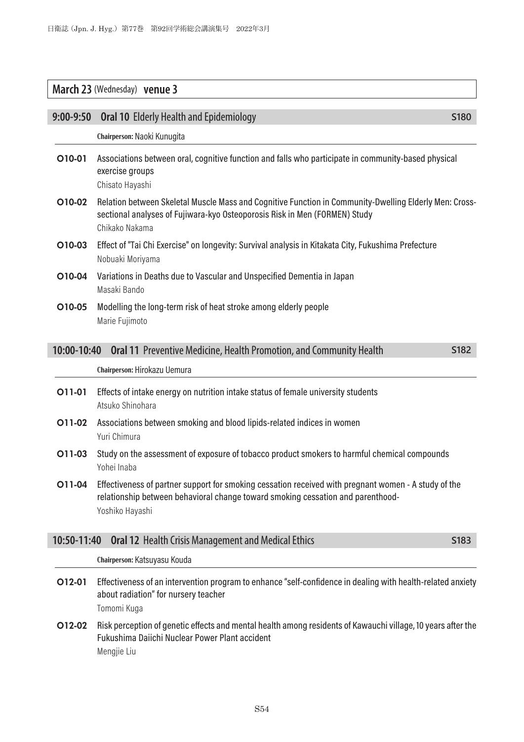## March 23 (Wednesday) venue 3

### 9:00-9:50 **Oral 10** Elderly Health and Epidemiology — S180

**Chairperson:** Naoki Kunugita

**O10-01** Associations between oral, cognitive function and falls who participate in community-based physical exercise groups
Chisato Hayashi

**O10-02** Relation between Skeletal Muscle Mass and Cognitive Function in Community-Dwelling Elderly Men: Cross-sectional analyses of Fujiwara-kyo Osteoporosis Risk in Men (FORMEN) Study
Chikako Nakama

**O10-03** Effect of "Tai Chi Exercise" on longevity: Survival analysis in Kitakata City, Fukushima Prefecture
Nobuaki Moriyama

**O10-04** Variations in Deaths due to Vascular and Unspecified Dementia in Japan
Masaki Bando

**O10-05** Modelling the long-term risk of heat stroke among elderly people
Marie Fujimoto

### 10:00-10:40 **Oral 11** Preventive Medicine, Health Promotion, and Community Health — S182

**Chairperson:** Hirokazu Uemura

**O11-01** Effects of intake energy on nutrition intake status of female university students
Atsuko Shinohara

**O11-02** Associations between smoking and blood lipids-related indices in women
Yuri Chimura

**O11-03** Study on the assessment of exposure of tobacco product smokers to harmful chemical compounds
Yohei Inaba

**O11-04** Effectiveness of partner support for smoking cessation received with pregnant women - A study of the relationship between behavioral change toward smoking cessation and parenthood-
Yoshiko Hayashi

### 10:50-11:40 **Oral 12** Health Crisis Management and Medical Ethics — S183

**Chairperson:** Katsuyasu Kouda

**O12-01** Effectiveness of an intervention program to enhance "self-confidence in dealing with health-related anxiety about radiation" for nursery teacher
Tomomi Kuga

**O12-02** Risk perception of genetic effects and mental health among residents of Kawauchi village, 10 years after the Fukushima Daiichi Nuclear Power Plant accident
Mengjie Liu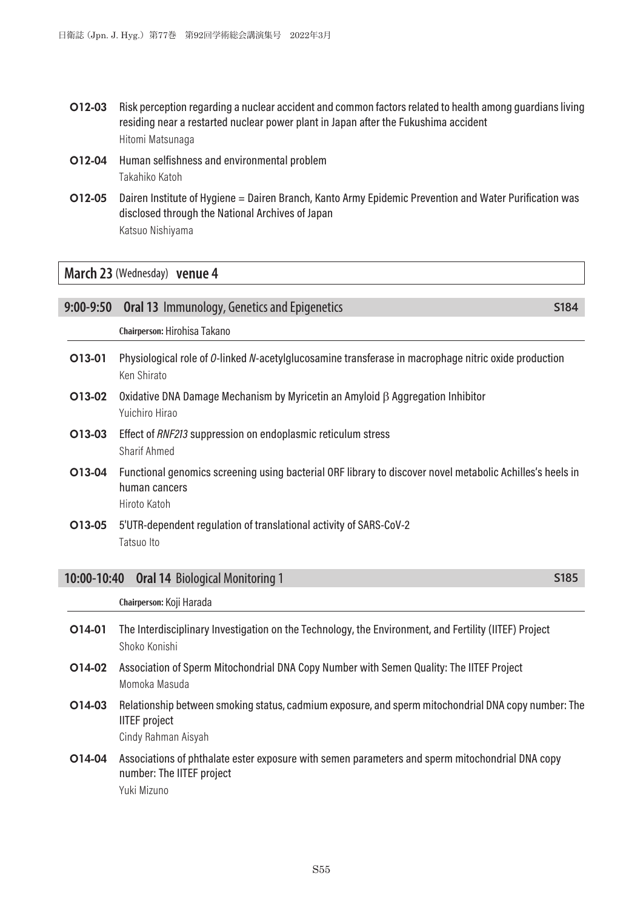**O12-03** Risk perception regarding a nuclear accident and common factors related to health among guardians living residing near a restarted nuclear power plant in Japan after the Fukushima accident
Hitomi Matsunaga

**O12-04** Human selfishness and environmental problem
Takahiko Katoh

**O12-05** Dairen Institute of Hygiene = Dairen Branch, Kanto Army Epidemic Prevention and Water Purification was disclosed through the National Archives of Japan
Katsuo Nishiyama

## March 23 (Wednesday) venue 4

### 9:00-9:50 Oral 13 Immunology, Genetics and Epigenetics S184

**Chairperson:** Hirohisa Takano

**O13-01** Physiological role of *O*-linked *N*-acetylglucosamine transferase in macrophage nitric oxide production
Ken Shirato

**O13-02** Oxidative DNA Damage Mechanism by Myricetin an Amyloid β Aggregation Inhibitor
Yuichiro Hirao

**O13-03** Effect of *RNF213* suppression on endoplasmic reticulum stress
Sharif Ahmed

**O13-04** Functional genomics screening using bacterial ORF library to discover novel metabolic Achilles's heels in human cancers
Hiroto Katoh

**O13-05** 5'UTR-dependent regulation of translational activity of SARS-CoV-2
Tatsuo Ito

### 10:00-10:40 Oral 14 Biological Monitoring 1 S185

**Chairperson:** Koji Harada

**O14-01** The Interdisciplinary Investigation on the Technology, the Environment, and Fertility (IITEF) Project
Shoko Konishi

**O14-02** Association of Sperm Mitochondrial DNA Copy Number with Semen Quality: The IITEF Project
Momoka Masuda

**O14-03** Relationship between smoking status, cadmium exposure, and sperm mitochondrial DNA copy number: The IITEF project
Cindy Rahman Aisyah

**O14-04** Associations of phthalate ester exposure with semen parameters and sperm mitochondrial DNA copy number: The IITEF project
Yuki Mizuno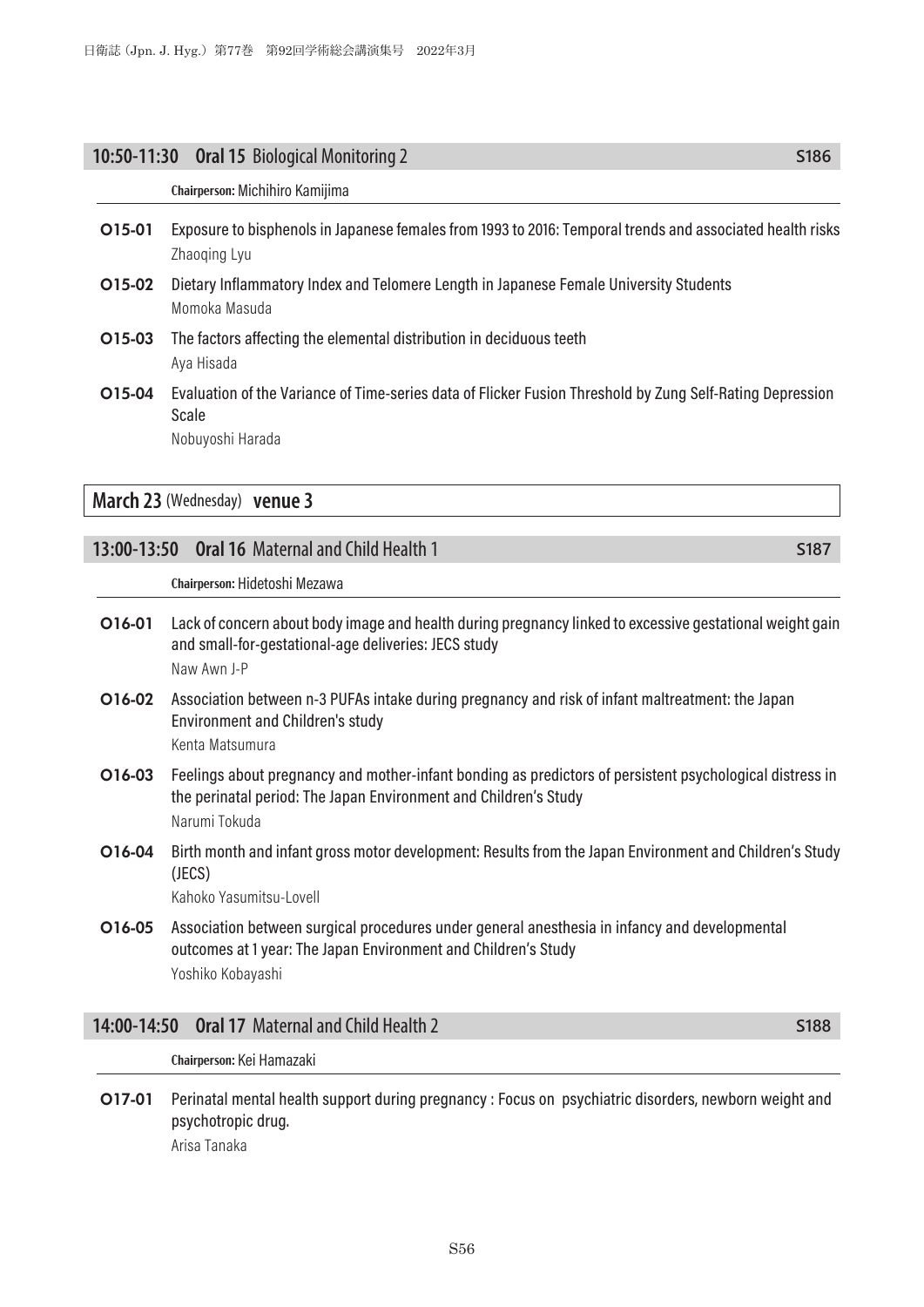## 10:50-11:30 **Oral 15** Biological Monitoring 2 — S186

**Chairperson:** Michihiro Kamijima

**O15-01** Exposure to bisphenols in Japanese females from 1993 to 2016: Temporal trends and associated health risks
Zhaoqing Lyu

**O15-02** Dietary Inflammatory Index and Telomere Length in Japanese Female University Students
Momoka Masuda

**O15-03** The factors affecting the elemental distribution in deciduous teeth
Aya Hisada

**O15-04** Evaluation of the Variance of Time-series data of Flicker Fusion Threshold by Zung Self-Rating Depression Scale
Nobuyoshi Harada

# March 23 (Wednesday) venue 3

## 13:00-13:50 **Oral 16** Maternal and Child Health 1 — S187

**Chairperson:** Hidetoshi Mezawa

**O16-01** Lack of concern about body image and health during pregnancy linked to excessive gestational weight gain and small-for-gestational-age deliveries: JECS study
Naw Awn J-P

**O16-02** Association between n-3 PUFAs intake during pregnancy and risk of infant maltreatment: the Japan Environment and Children's study
Kenta Matsumura

**O16-03** Feelings about pregnancy and mother-infant bonding as predictors of persistent psychological distress in the perinatal period: The Japan Environment and Children's Study
Narumi Tokuda

**O16-04** Birth month and infant gross motor development: Results from the Japan Environment and Children's Study (JECS)
Kahoko Yasumitsu-Lovell

**O16-05** Association between surgical procedures under general anesthesia in infancy and developmental outcomes at 1 year: The Japan Environment and Children's Study
Yoshiko Kobayashi

## 14:00-14:50 **Oral 17** Maternal and Child Health 2 — S188

**Chairperson:** Kei Hamazaki

**O17-01** Perinatal mental health support during pregnancy : Focus on psychiatric disorders, newborn weight and psychotropic drug.
Arisa Tanaka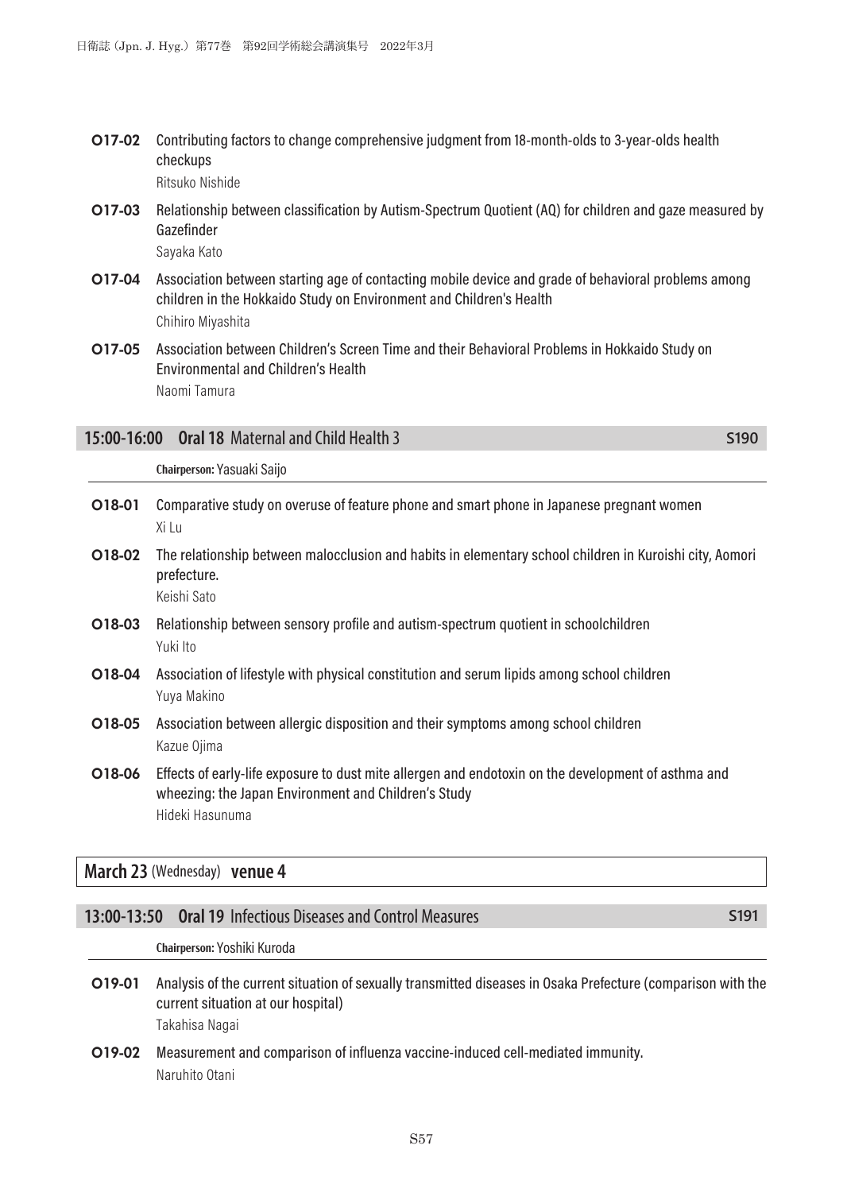**O17-02** Contributing factors to change comprehensive judgment from 18-month-olds to 3-year-olds health checkups
Ritsuko Nishide

**O17-03** Relationship between classification by Autism-Spectrum Quotient (AQ) for children and gaze measured by Gazefinder
Sayaka Kato

**O17-04** Association between starting age of contacting mobile device and grade of behavioral problems among children in the Hokkaido Study on Environment and Children's Health
Chihiro Miyashita

**O17-05** Association between Children's Screen Time and their Behavioral Problems in Hokkaido Study on Environmental and Children's Health
Naomi Tamura

## 15:00-16:00 Oral 18 Maternal and Child Health 3 S190

**Chairperson:** Yasuaki Saijo

**O18-01** Comparative study on overuse of feature phone and smart phone in Japanese pregnant women
Xi Lu

**O18-02** The relationship between malocclusion and habits in elementary school children in Kuroishi city, Aomori prefecture.
Keishi Sato

**O18-03** Relationship between sensory profile and autism-spectrum quotient in schoolchildren
Yuki Ito

**O18-04** Association of lifestyle with physical constitution and serum lipids among school children
Yuya Makino

**O18-05** Association between allergic disposition and their symptoms among school children
Kazue Ojima

**O18-06** Effects of early-life exposure to dust mite allergen and endotoxin on the development of asthma and wheezing: the Japan Environment and Children's Study
Hideki Hasunuma

# March 23 (Wednesday) venue 4

## 13:00-13:50 Oral 19 Infectious Diseases and Control Measures S191

**Chairperson:** Yoshiki Kuroda

**O19-01** Analysis of the current situation of sexually transmitted diseases in Osaka Prefecture (comparison with the current situation at our hospital)
Takahisa Nagai

**O19-02** Measurement and comparison of influenza vaccine-induced cell-mediated immunity.
Naruhito Otani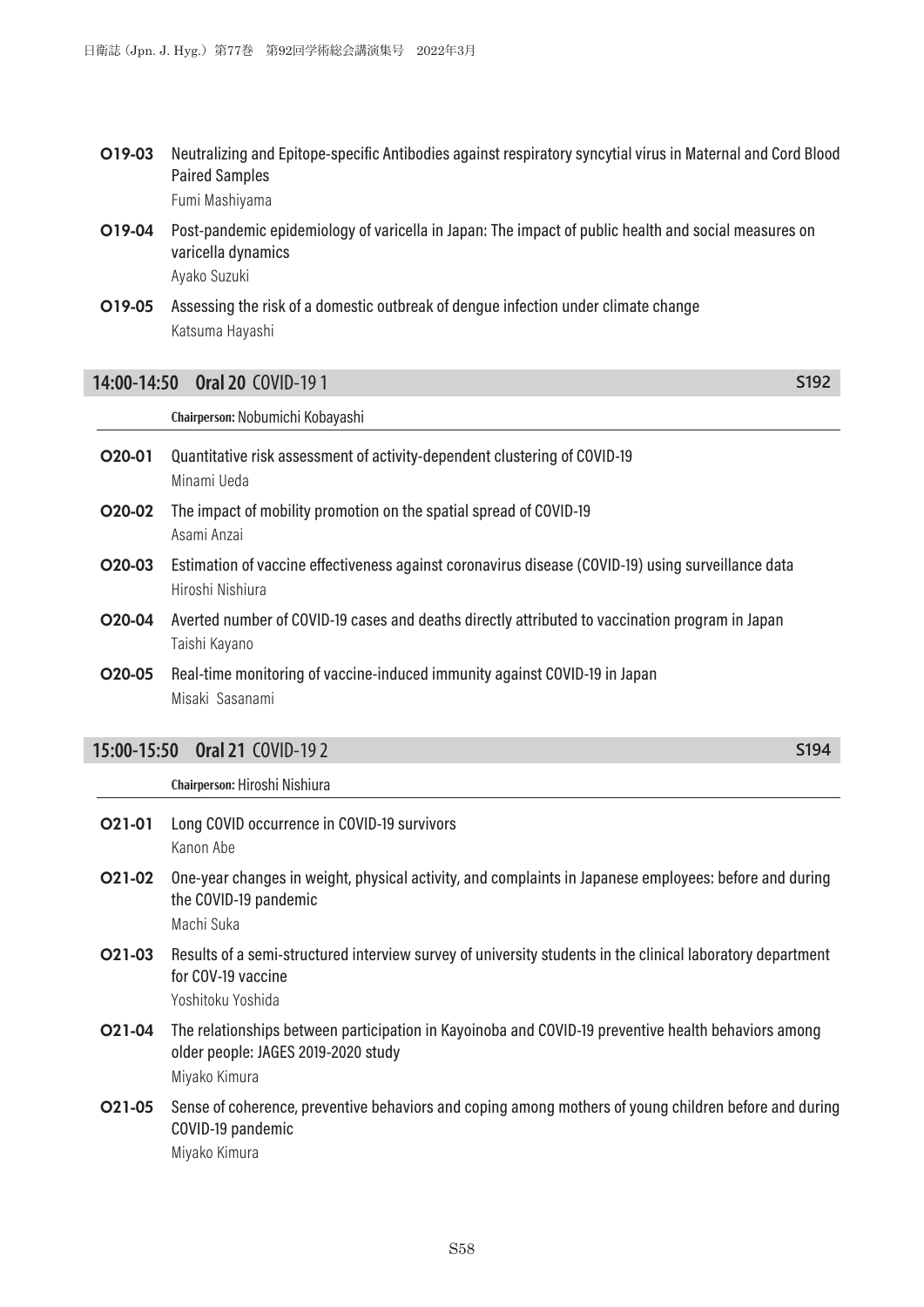**O19-03** Neutralizing and Epitope-specific Antibodies against respiratory syncytial virus in Maternal and Cord Blood Paired Samples
Fumi Mashiyama

**O19-04** Post-pandemic epidemiology of varicella in Japan: The impact of public health and social measures on varicella dynamics
Ayako Suzuki

**O19-05** Assessing the risk of a domestic outbreak of dengue infection under climate change
Katsuma Hayashi

## 14:00-14:50 Oral 20 COVID-19 1 — S192

Chairperson: Nobumichi Kobayashi

**O20-01** Quantitative risk assessment of activity-dependent clustering of COVID-19
Minami Ueda

**O20-02** The impact of mobility promotion on the spatial spread of COVID-19
Asami Anzai

**O20-03** Estimation of vaccine effectiveness against coronavirus disease (COVID-19) using surveillance data
Hiroshi Nishiura

**O20-04** Averted number of COVID-19 cases and deaths directly attributed to vaccination program in Japan
Taishi Kayano

**O20-05** Real-time monitoring of vaccine-induced immunity against COVID-19 in Japan
Misaki Sasanami

## 15:00-15:50 Oral 21 COVID-19 2 — S194

Chairperson: Hiroshi Nishiura

**O21-01** Long COVID occurrence in COVID-19 survivors
Kanon Abe

**O21-02** One-year changes in weight, physical activity, and complaints in Japanese employees: before and during the COVID-19 pandemic
Machi Suka

**O21-03** Results of a semi-structured interview survey of university students in the clinical laboratory department for COV-19 vaccine
Yoshitoku Yoshida

**O21-04** The relationships between participation in Kayoinoba and COVID-19 preventive health behaviors among older people: JAGES 2019-2020 study
Miyako Kimura

**O21-05** Sense of coherence, preventive behaviors and coping among mothers of young children before and during COVID-19 pandemic
Miyako Kimura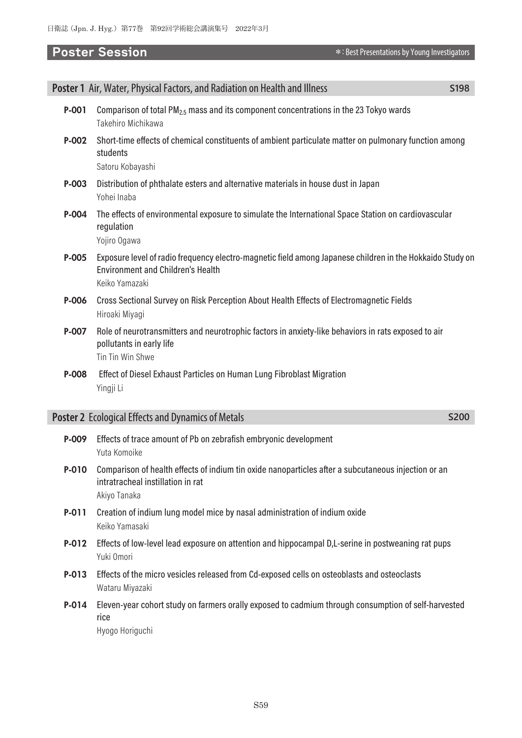## Poster Session

＊: Best Presentations by Young Investigators

### Poster 1 Air, Water, Physical Factors, and Radiation on Health and Illness — S198

**P-001** Comparison of total $PM_{2.5}$ mass and its component concentrations in the 23 Tokyo wards
Takehiro Michikawa

**P-002** Short-time effects of chemical constituents of ambient particulate matter on pulmonary function among students
Satoru Kobayashi

**P-003** Distribution of phthalate esters and alternative materials in house dust in Japan
Yohei Inaba

**P-004** The effects of environmental exposure to simulate the International Space Station on cardiovascular regulation
Yojiro Ogawa

**P-005** Exposure level of radio frequency electro-magnetic field among Japanese children in the Hokkaido Study on Environment and Children's Health
Keiko Yamazaki

**P-006** Cross Sectional Survey on Risk Perception About Health Effects of Electromagnetic Fields
Hiroaki Miyagi

**P-007** Role of neurotransmitters and neurotrophic factors in anxiety-like behaviors in rats exposed to air pollutants in early life
Tin Tin Win Shwe

**P-008** Effect of Diesel Exhaust Particles on Human Lung Fibroblast Migration
Yingji Li

### Poster 2 Ecological Effects and Dynamics of Metals — S200

**P-009** Effects of trace amount of Pb on zebrafish embryonic development
Yuta Komoike

**P-010** Comparison of health effects of indium tin oxide nanoparticles after a subcutaneous injection or an intratracheal instillation in rat
Akiyo Tanaka

**P-011** Creation of indium lung model mice by nasal administration of indium oxide
Keiko Yamasaki

**P-012** Effects of low-level lead exposure on attention and hippocampal D,L-serine in postweaning rat pups
Yuki Omori

**P-013** Effects of the micro vesicles released from Cd-exposed cells on osteoblasts and osteoclasts
Wataru Miyazaki

**P-014** Eleven-year cohort study on farmers orally exposed to cadmium through consumption of self-harvested rice
Hyogo Horiguchi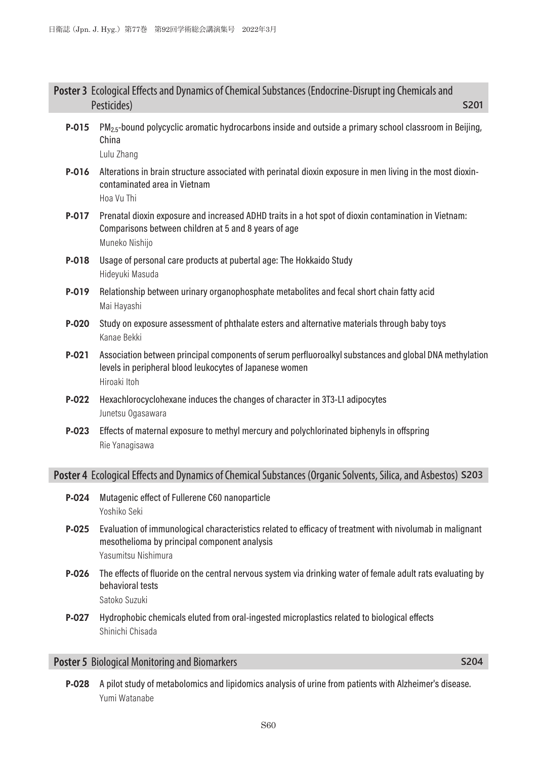## Poster 3 Ecological Effects and Dynamics of Chemical Substances (Endocrine-Disrupt ing Chemicals and Pesticides) S201

**P-015** $PM_{2.5}$-bound polycyclic aromatic hydrocarbons inside and outside a primary school classroom in Beijing, China
Lulu Zhang

**P-016** Alterations in brain structure associated with perinatal dioxin exposure in men living in the most dioxin-contaminated area in Vietnam
Hoa Vu Thi

**P-017** Prenatal dioxin exposure and increased ADHD traits in a hot spot of dioxin contamination in Vietnam: Comparisons between children at 5 and 8 years of age
Muneko Nishijo

**P-018** Usage of personal care products at pubertal age: The Hokkaido Study
Hideyuki Masuda

**P-019** Relationship between urinary organophosphate metabolites and fecal short chain fatty acid
Mai Hayashi

**P-020** Study on exposure assessment of phthalate esters and alternative materials through baby toys
Kanae Bekki

**P-021** Association between principal components of serum perfluoroalkyl substances and global DNA methylation levels in peripheral blood leukocytes of Japanese women
Hiroaki Itoh

**P-022** Hexachlorocyclohexane induces the changes of character in 3T3-L1 adipocytes
Junetsu Ogasawara

**P-023** Effects of maternal exposure to methyl mercury and polychlorinated biphenyls in offspring
Rie Yanagisawa

## Poster 4 Ecological Effects and Dynamics of Chemical Substances (Organic Solvents, Silica, and Asbestos) S203

**P-024** Mutagenic effect of Fullerene C60 nanoparticle
Yoshiko Seki

**P-025** Evaluation of immunological characteristics related to efficacy of treatment with nivolumab in malignant mesothelioma by principal component analysis
Yasumitsu Nishimura

**P-026** The effects of fluoride on the central nervous system via drinking water of female adult rats evaluating by behavioral tests
Satoko Suzuki

**P-027** Hydrophobic chemicals eluted from oral-ingested microplastics related to biological effects
Shinichi Chisada

## Poster 5 Biological Monitoring and Biomarkers S204

**P-028** A pilot study of metabolomics and lipidomics analysis of urine from patients with Alzheimer's disease.
Yumi Watanabe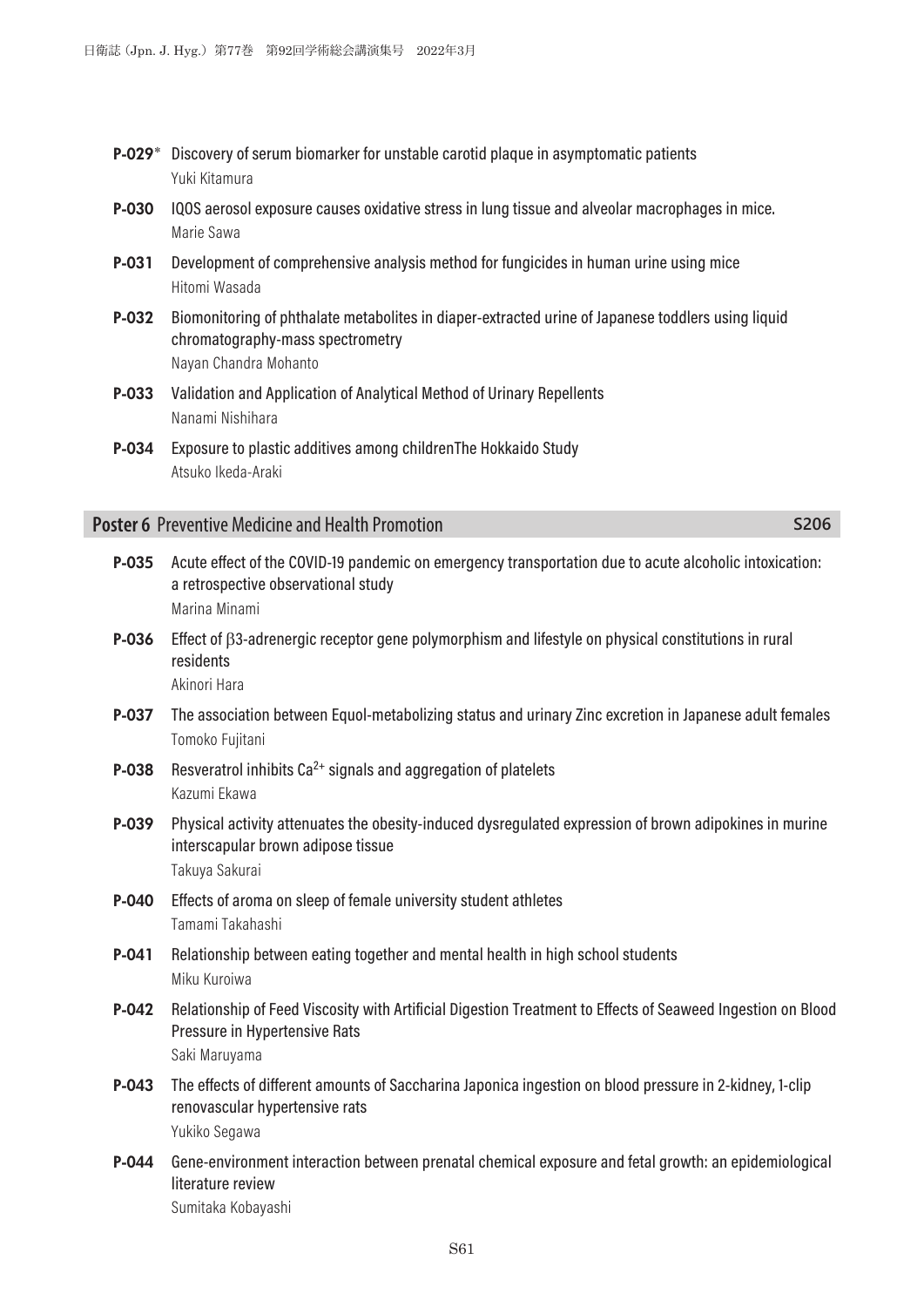**P-029*** Discovery of serum biomarker for unstable carotid plaque in asymptomatic patients
Yuki Kitamura

**P-030** IQOS aerosol exposure causes oxidative stress in lung tissue and alveolar macrophages in mice.
Marie Sawa

**P-031** Development of comprehensive analysis method for fungicides in human urine using mice
Hitomi Wasada

**P-032** Biomonitoring of phthalate metabolites in diaper-extracted urine of Japanese toddlers using liquid chromatography-mass spectrometry
Nayan Chandra Mohanto

**P-033** Validation and Application of Analytical Method of Urinary Repellents
Nanami Nishihara

**P-034** Exposure to plastic additives among childrenThe Hokkaido Study
Atsuko Ikeda-Araki

## Poster 6 Preventive Medicine and Health Promotion — S206

**P-035** Acute effect of the COVID-19 pandemic on emergency transportation due to acute alcoholic intoxication: a retrospective observational study
Marina Minami

**P-036** Effect of β3-adrenergic receptor gene polymorphism and lifestyle on physical constitutions in rural residents
Akinori Hara

**P-037** The association between Equol-metabolizing status and urinary Zinc excretion in Japanese adult females
Tomoko Fujitani

**P-038** Resveratrol inhibits $Ca^{2+}$ signals and aggregation of platelets
Kazumi Ekawa

**P-039** Physical activity attenuates the obesity-induced dysregulated expression of brown adipokines in murine interscapular brown adipose tissue
Takuya Sakurai

**P-040** Effects of aroma on sleep of female university student athletes
Tamami Takahashi

**P-041** Relationship between eating together and mental health in high school students
Miku Kuroiwa

**P-042** Relationship of Feed Viscosity with Artificial Digestion Treatment to Effects of Seaweed Ingestion on Blood Pressure in Hypertensive Rats
Saki Maruyama

**P-043** The effects of different amounts of Saccharina Japonica ingestion on blood pressure in 2-kidney, 1-clip renovascular hypertensive rats
Yukiko Segawa

**P-044** Gene-environment interaction between prenatal chemical exposure and fetal growth: an epidemiological literature review
Sumitaka Kobayashi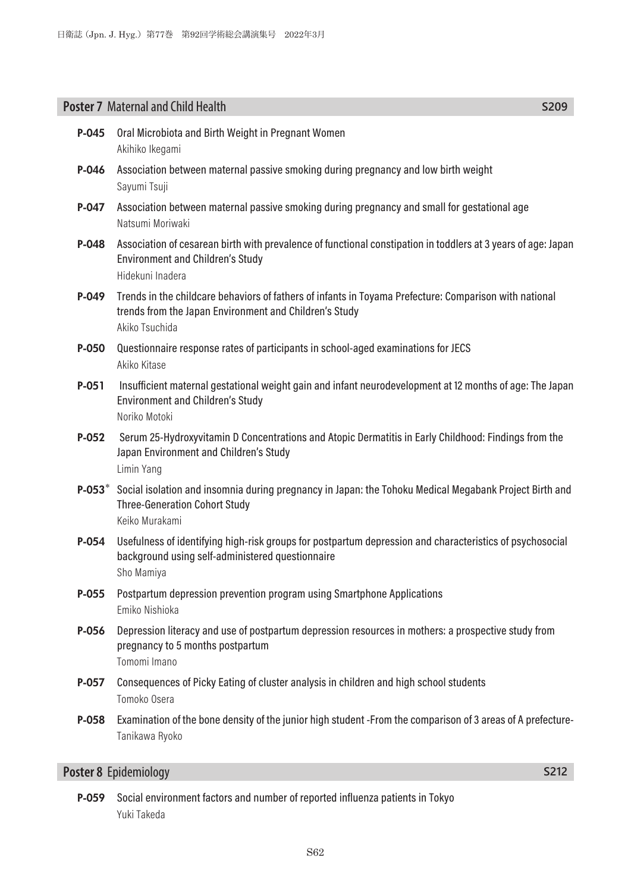## Poster 7 Maternal and Child Health S209

**P-045** Oral Microbiota and Birth Weight in Pregnant Women
Akihiko Ikegami

**P-046** Association between maternal passive smoking during pregnancy and low birth weight
Sayumi Tsuji

**P-047** Association between maternal passive smoking during pregnancy and small for gestational age
Natsumi Moriwaki

**P-048** Association of cesarean birth with prevalence of functional constipation in toddlers at 3 years of age: Japan Environment and Children's Study
Hidekuni Inadera

**P-049** Trends in the childcare behaviors of fathers of infants in Toyama Prefecture: Comparison with national trends from the Japan Environment and Children's Study
Akiko Tsuchida

**P-050** Questionnaire response rates of participants in school-aged examinations for JECS
Akiko Kitase

**P-051** Insufficient maternal gestational weight gain and infant neurodevelopment at 12 months of age: The Japan Environment and Children's Study
Noriko Motoki

**P-052** Serum 25-Hydroxyvitamin D Concentrations and Atopic Dermatitis in Early Childhood: Findings from the Japan Environment and Children's Study
Limin Yang

**P-053*** Social isolation and insomnia during pregnancy in Japan: the Tohoku Medical Megabank Project Birth and Three-Generation Cohort Study
Keiko Murakami

**P-054** Usefulness of identifying high-risk groups for postpartum depression and characteristics of psychosocial background using self-administered questionnaire
Sho Mamiya

**P-055** Postpartum depression prevention program using Smartphone Applications
Emiko Nishioka

**P-056** Depression literacy and use of postpartum depression resources in mothers: a prospective study from pregnancy to 5 months postpartum
Tomomi Imano

**P-057** Consequences of Picky Eating of cluster analysis in children and high school students
Tomoko Osera

**P-058** Examination of the bone density of the junior high student -From the comparison of 3 areas of A prefecture-
Tanikawa Ryoko

## Poster 8 Epidemiology S212

**P-059** Social environment factors and number of reported influenza patients in Tokyo
Yuki Takeda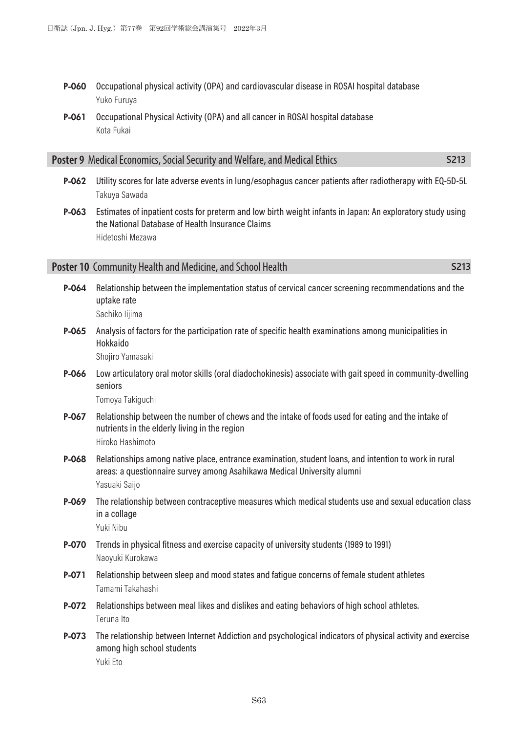**P-060** Occupational physical activity (OPA) and cardiovascular disease in ROSAI hospital database
Yuko Furuya

**P-061** Occupational Physical Activity (OPA) and all cancer in ROSAI hospital database
Kota Fukai

## Poster 9 Medical Economics, Social Security and Welfare, and Medical Ethics S213

**P-062** Utility scores for late adverse events in lung/esophagus cancer patients after radiotherapy with EQ-5D-5L
Takuya Sawada

**P-063** Estimates of inpatient costs for preterm and low birth weight infants in Japan: An exploratory study using the National Database of Health Insurance Claims
Hidetoshi Mezawa

## Poster 10 Community Health and Medicine, and School Health S213

**P-064** Relationship between the implementation status of cervical cancer screening recommendations and the uptake rate
Sachiko Iijima

**P-065** Analysis of factors for the participation rate of specific health examinations among municipalities in Hokkaido
Shojiro Yamasaki

**P-066** Low articulatory oral motor skills (oral diadochokinesis) associate with gait speed in community-dwelling seniors
Tomoya Takiguchi

**P-067** Relationship between the number of chews and the intake of foods used for eating and the intake of nutrients in the elderly living in the region
Hiroko Hashimoto

**P-068** Relationships among native place, entrance examination, student loans, and intention to work in rural areas: a questionnaire survey among Asahikawa Medical University alumni
Yasuaki Saijo

**P-069** The relationship between contraceptive measures which medical students use and sexual education class in a collage
Yuki Nibu

**P-070** Trends in physical fitness and exercise capacity of university students (1989 to 1991)
Naoyuki Kurokawa

**P-071** Relationship between sleep and mood states and fatigue concerns of female student athletes
Tamami Takahashi

**P-072** Relationships between meal likes and dislikes and eating behaviors of high school athletes.
Teruna Ito

**P-073** The relationship between Internet Addiction and psychological indicators of physical activity and exercise among high school students
Yuki Eto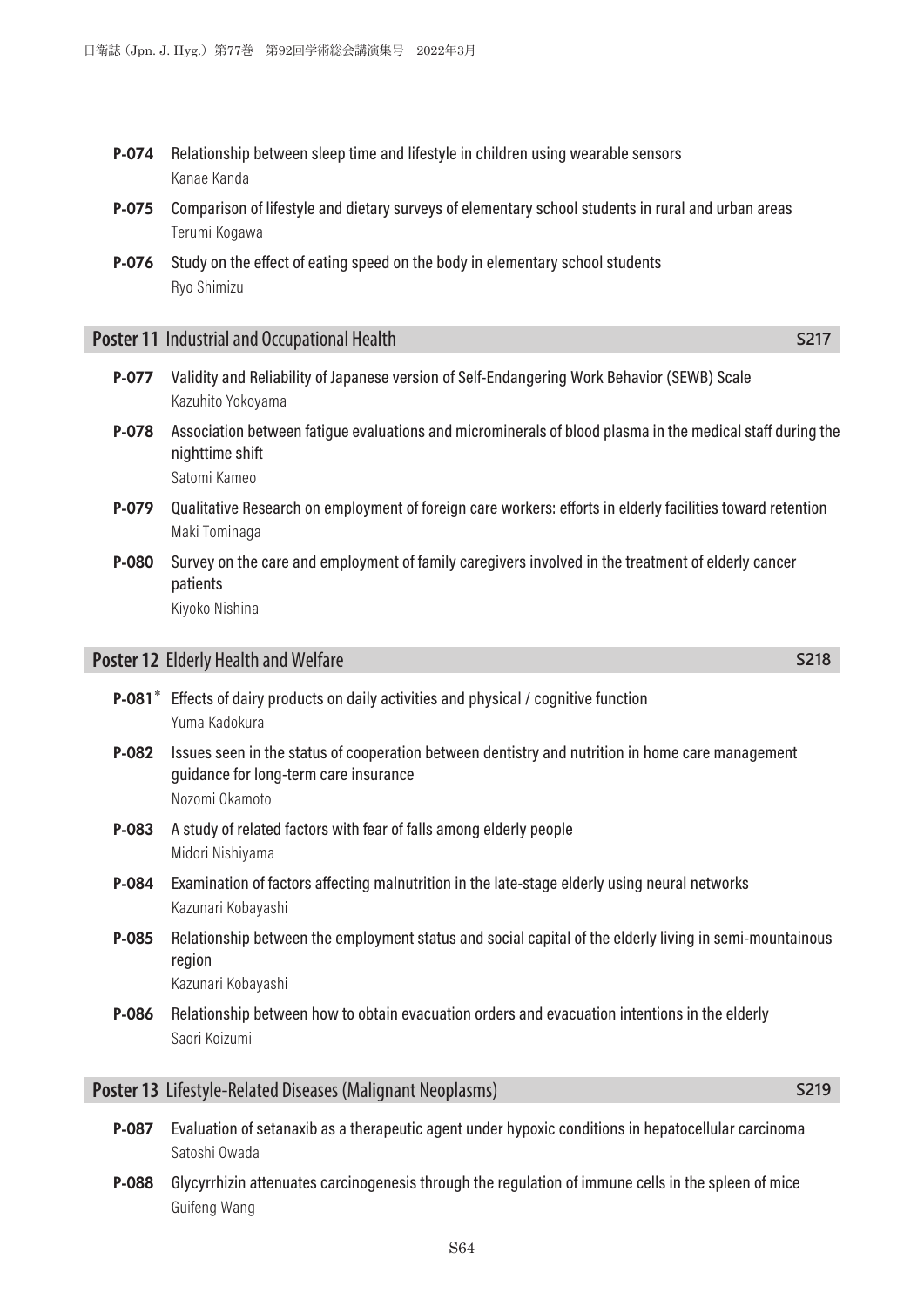**P-074** Relationship between sleep time and lifestyle in children using wearable sensors
Kanae Kanda

**P-075** Comparison of lifestyle and dietary surveys of elementary school students in rural and urban areas
Terumi Kogawa

**P-076** Study on the effect of eating speed on the body in elementary school students
Ryo Shimizu

## Poster 11 Industrial and Occupational Health S217

**P-077** Validity and Reliability of Japanese version of Self-Endangering Work Behavior (SEWB) Scale
Kazuhito Yokoyama

**P-078** Association between fatigue evaluations and microminerals of blood plasma in the medical staff during the nighttime shift
Satomi Kameo

**P-079** Qualitative Research on employment of foreign care workers: efforts in elderly facilities toward retention
Maki Tominaga

**P-080** Survey on the care and employment of family caregivers involved in the treatment of elderly cancer patients
Kiyoko Nishina

## Poster 12 Elderly Health and Welfare S218

**P-081*** Effects of dairy products on daily activities and physical / cognitive function
Yuma Kadokura

**P-082** Issues seen in the status of cooperation between dentistry and nutrition in home care management guidance for long-term care insurance
Nozomi Okamoto

**P-083** A study of related factors with fear of falls among elderly people
Midori Nishiyama

**P-084** Examination of factors affecting malnutrition in the late-stage elderly using neural networks
Kazunari Kobayashi

**P-085** Relationship between the employment status and social capital of the elderly living in semi-mountainous region
Kazunari Kobayashi

**P-086** Relationship between how to obtain evacuation orders and evacuation intentions in the elderly
Saori Koizumi

## Poster 13 Lifestyle-Related Diseases (Malignant Neoplasms) S219

**P-087** Evaluation of setanaxib as a therapeutic agent under hypoxic conditions in hepatocellular carcinoma
Satoshi Owada

**P-088** Glycyrrhizin attenuates carcinogenesis through the regulation of immune cells in the spleen of mice
Guifeng Wang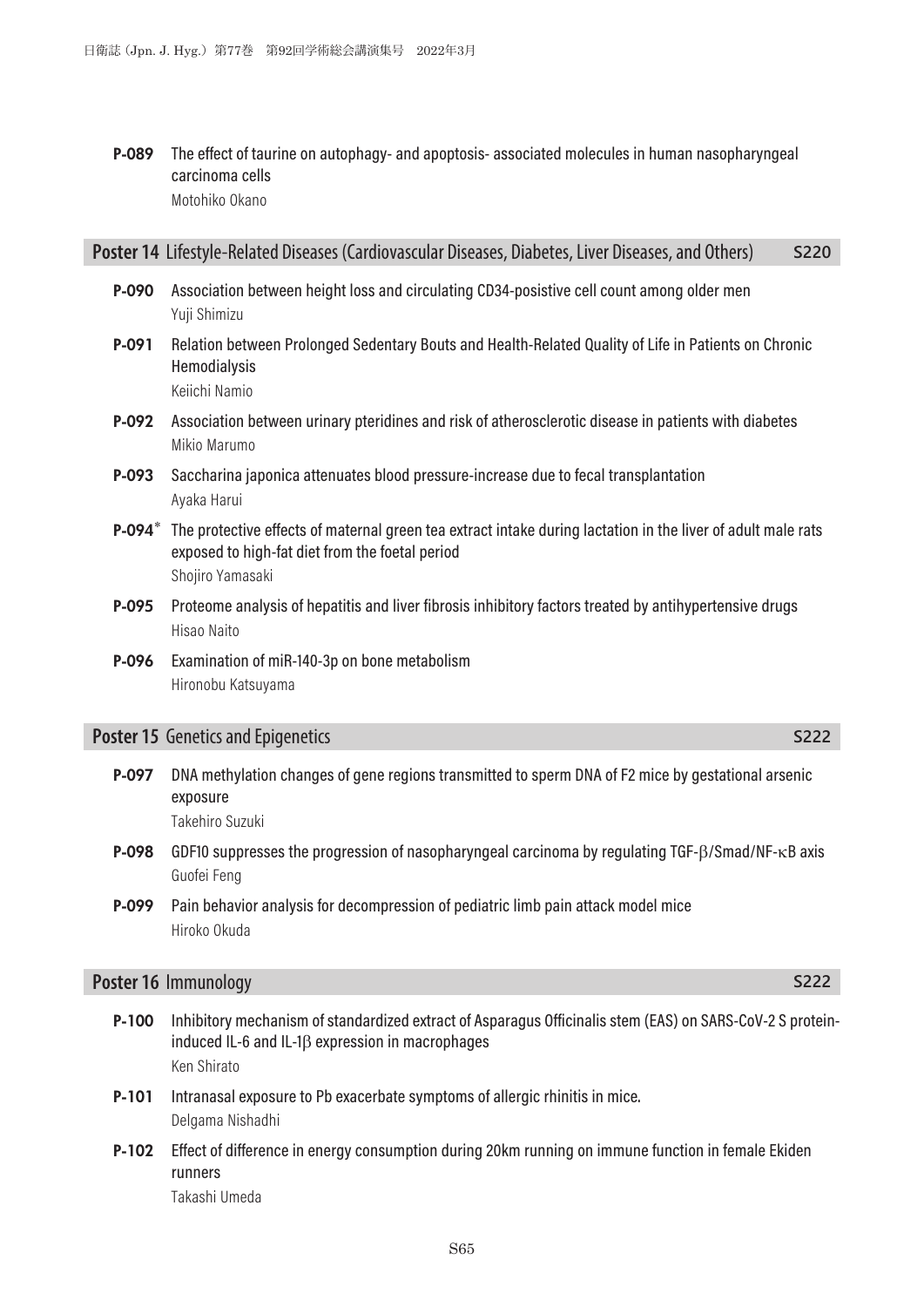**P-089** The effect of taurine on autophagy- and apoptosis- associated molecules in human nasopharyngeal carcinoma cells
Motohiko Okano

## Poster 14 Lifestyle-Related Diseases (Cardiovascular Diseases, Diabetes, Liver Diseases, and Others) S220

**P-090** Association between height loss and circulating CD34-posistive cell count among older men
Yuji Shimizu

**P-091** Relation between Prolonged Sedentary Bouts and Health-Related Quality of Life in Patients on Chronic Hemodialysis
Keiichi Namio

**P-092** Association between urinary pteridines and risk of atherosclerotic disease in patients with diabetes
Mikio Marumo

**P-093** Saccharina japonica attenuates blood pressure-increase due to fecal transplantation
Ayaka Harui

**P-094*** The protective effects of maternal green tea extract intake during lactation in the liver of adult male rats exposed to high-fat diet from the foetal period
Shojiro Yamasaki

**P-095** Proteome analysis of hepatitis and liver fibrosis inhibitory factors treated by antihypertensive drugs
Hisao Naito

**P-096** Examination of miR-140-3p on bone metabolism
Hironobu Katsuyama

## Poster 15 Genetics and Epigenetics S222

**P-097** DNA methylation changes of gene regions transmitted to sperm DNA of F2 mice by gestational arsenic exposure
Takehiro Suzuki

**P-098** GDF10 suppresses the progression of nasopharyngeal carcinoma by regulating TGF-$\beta$/Smad/NF-$\kappa$B axis
Guofei Feng

**P-099** Pain behavior analysis for decompression of pediatric limb pain attack model mice
Hiroko Okuda

## Poster 16 Immunology S222

**P-100** Inhibitory mechanism of standardized extract of Asparagus Officinalis stem (EAS) on SARS-CoV-2 S protein-induced IL-6 and IL-1$\beta$ expression in macrophages
Ken Shirato

**P-101** Intranasal exposure to Pb exacerbate symptoms of allergic rhinitis in mice.
Delgama Nishadhi

**P-102** Effect of difference in energy consumption during 20km running on immune function in female Ekiden runners
Takashi Umeda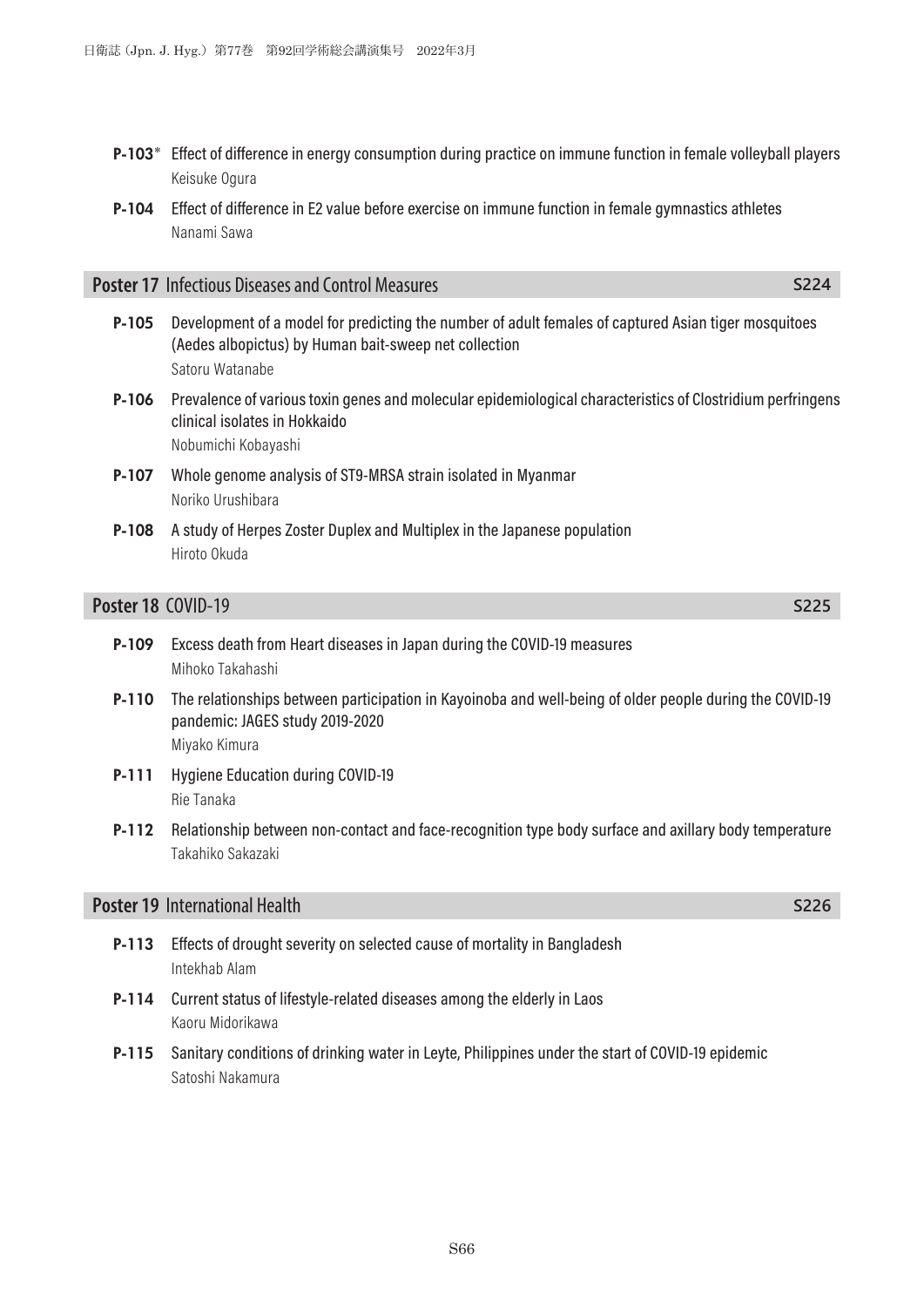**P-103*** Effect of difference in energy consumption during practice on immune function in female volleyball players
Keisuke Ogura

**P-104** Effect of difference in E2 value before exercise on immune function in female gymnastics athletes
Nanami Sawa

## Poster 17 Infectious Diseases and Control Measures S224

**P-105** Development of a model for predicting the number of adult females of captured Asian tiger mosquitoes (Aedes albopictus) by Human bait-sweep net collection
Satoru Watanabe

**P-106** Prevalence of various toxin genes and molecular epidemiological characteristics of Clostridium perfringens clinical isolates in Hokkaido
Nobumichi Kobayashi

**P-107** Whole genome analysis of ST9-MRSA strain isolated in Myanmar
Noriko Urushibara

**P-108** A study of Herpes Zoster Duplex and Multiplex in the Japanese population
Hiroto Okuda

## Poster 18 COVID-19 S225

**P-109** Excess death from Heart diseases in Japan during the COVID-19 measures
Mihoko Takahashi

**P-110** The relationships between participation in Kayoinoba and well-being of older people during the COVID-19 pandemic: JAGES study 2019-2020
Miyako Kimura

**P-111** Hygiene Education during COVID-19
Rie Tanaka

**P-112** Relationship between non-contact and face-recognition type body surface and axillary body temperature
Takahiko Sakazaki

## Poster 19 International Health S226

**P-113** Effects of drought severity on selected cause of mortality in Bangladesh
Intekhab Alam

**P-114** Current status of lifestyle-related diseases among the elderly in Laos
Kaoru Midorikawa

**P-115** Sanitary conditions of drinking water in Leyte, Philippines under the start of COVID-19 epidemic
Satoshi Nakamura